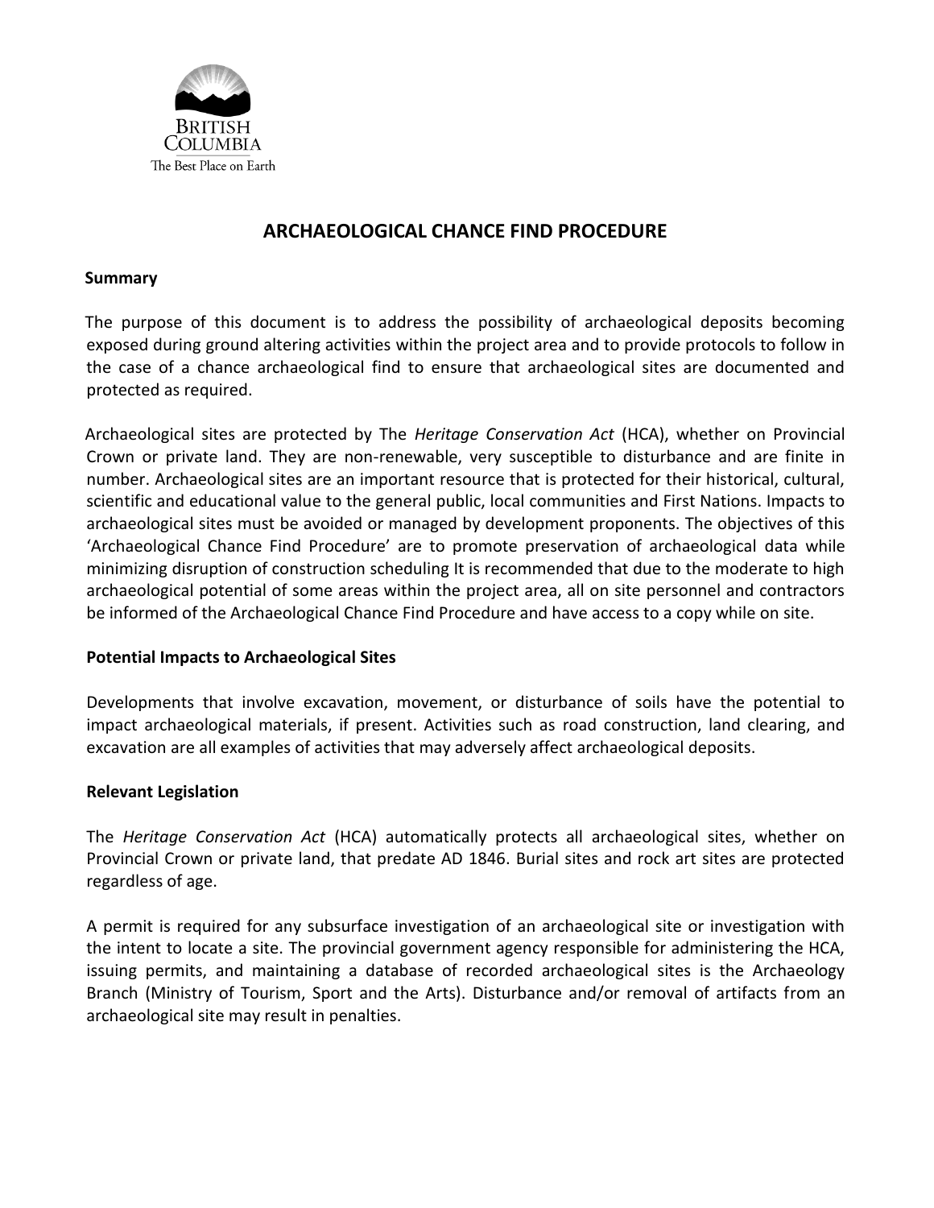BRITISH COLUMBIA
The Best Place on Earth

# ARCHAEOLOGICAL CHANCE FIND PROCEDURE

## Summary

The purpose of this document is to address the possibility of archaeological deposits becoming exposed during ground altering activities within the project area and to provide protocols to follow in the case of a chance archaeological find to ensure that archaeological sites are documented and protected as required.

Archaeological sites are protected by The *Heritage Conservation Act* (HCA), whether on Provincial Crown or private land. They are non-renewable, very susceptible to disturbance and are finite in number. Archaeological sites are an important resource that is protected for their historical, cultural, scientific and educational value to the general public, local communities and First Nations. Impacts to archaeological sites must be avoided or managed by development proponents. The objectives of this 'Archaeological Chance Find Procedure' are to promote preservation of archaeological data while minimizing disruption of construction scheduling It is recommended that due to the moderate to high archaeological potential of some areas within the project area, all on site personnel and contractors be informed of the Archaeological Chance Find Procedure and have access to a copy while on site.

## Potential Impacts to Archaeological Sites

Developments that involve excavation, movement, or disturbance of soils have the potential to impact archaeological materials, if present. Activities such as road construction, land clearing, and excavation are all examples of activities that may adversely affect archaeological deposits.

## Relevant Legislation

The *Heritage Conservation Act* (HCA) automatically protects all archaeological sites, whether on Provincial Crown or private land, that predate AD 1846. Burial sites and rock art sites are protected regardless of age.

A permit is required for any subsurface investigation of an archaeological site or investigation with the intent to locate a site. The provincial government agency responsible for administering the HCA, issuing permits, and maintaining a database of recorded archaeological sites is the Archaeology Branch (Ministry of Tourism, Sport and the Arts). Disturbance and/or removal of artifacts from an archaeological site may result in penalties.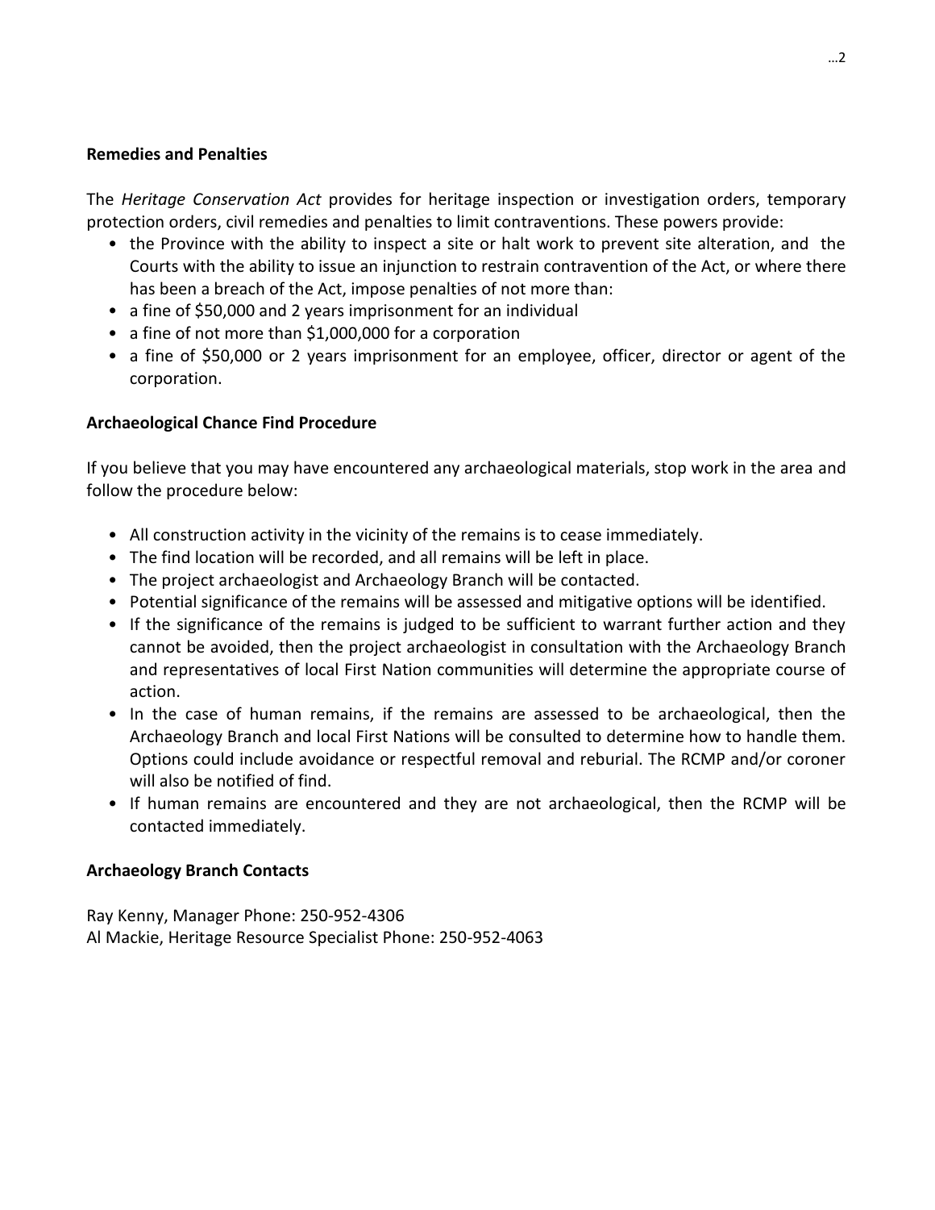**Remedies and Penalties**

The *Heritage Conservation Act* provides for heritage inspection or investigation orders, temporary protection orders, civil remedies and penalties to limit contraventions. These powers provide:

- the Province with the ability to inspect a site or halt work to prevent site alteration, and the Courts with the ability to issue an injunction to restrain contravention of the Act, or where there has been a breach of the Act, impose penalties of not more than:
- a fine of $50,000 and 2 years imprisonment for an individual
- a fine of not more than $1,000,000 for a corporation
- a fine of $50,000 or 2 years imprisonment for an employee, officer, director or agent of the corporation.

**Archaeological Chance Find Procedure**

If you believe that you may have encountered any archaeological materials, stop work in the area and follow the procedure below:

- All construction activity in the vicinity of the remains is to cease immediately.
- The find location will be recorded, and all remains will be left in place.
- The project archaeologist and Archaeology Branch will be contacted.
- Potential significance of the remains will be assessed and mitigative options will be identified.
- If the significance of the remains is judged to be sufficient to warrant further action and they cannot be avoided, then the project archaeologist in consultation with the Archaeology Branch and representatives of local First Nation communities will determine the appropriate course of action.
- In the case of human remains, if the remains are assessed to be archaeological, then the Archaeology Branch and local First Nations will be consulted to determine how to handle them. Options could include avoidance or respectful removal and reburial. The RCMP and/or coroner will also be notified of find.
- If human remains are encountered and they are not archaeological, then the RCMP will be contacted immediately.

**Archaeology Branch Contacts**

Ray Kenny, Manager Phone: 250-952-4306
Al Mackie, Heritage Resource Specialist Phone: 250-952-4063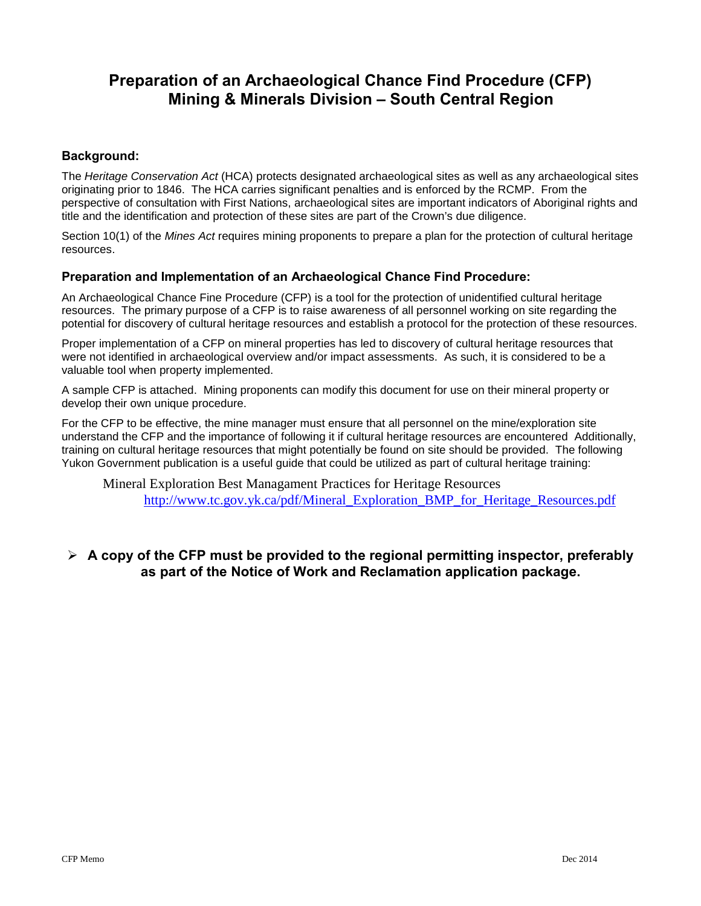# Preparation of an Archaeological Chance Find Procedure (CFP)
# Mining & Minerals Division – South Central Region

### Background:

The *Heritage Conservation Act* (HCA) protects designated archaeological sites as well as any archaeological sites originating prior to 1846. The HCA carries significant penalties and is enforced by the RCMP. From the perspective of consultation with First Nations, archaeological sites are important indicators of Aboriginal rights and title and the identification and protection of these sites are part of the Crown's due diligence.

Section 10(1) of the *Mines Act* requires mining proponents to prepare a plan for the protection of cultural heritage resources.

### Preparation and Implementation of an Archaeological Chance Find Procedure:

An Archaeological Chance Fine Procedure (CFP) is a tool for the protection of unidentified cultural heritage resources. The primary purpose of a CFP is to raise awareness of all personnel working on site regarding the potential for discovery of cultural heritage resources and establish a protocol for the protection of these resources.

Proper implementation of a CFP on mineral properties has led to discovery of cultural heritage resources that were not identified in archaeological overview and/or impact assessments. As such, it is considered to be a valuable tool when property implemented.

A sample CFP is attached. Mining proponents can modify this document for use on their mineral property or develop their own unique procedure.

For the CFP to be effective, the mine manager must ensure that all personnel on the mine/exploration site understand the CFP and the importance of following it if cultural heritage resources are encountered Additionally, training on cultural heritage resources that might potentially be found on site should be provided. The following Yukon Government publication is a useful guide that could be utilized as part of cultural heritage training:

> Mineral Exploration Best Managament Practices for Heritage Resources
> http://www.tc.gov.yk.ca/pdf/Mineral_Exploration_BMP_for_Heritage_Resources.pdf

- **A copy of the CFP must be provided to the regional permitting inspector, preferably as part of the Notice of Work and Reclamation application package.**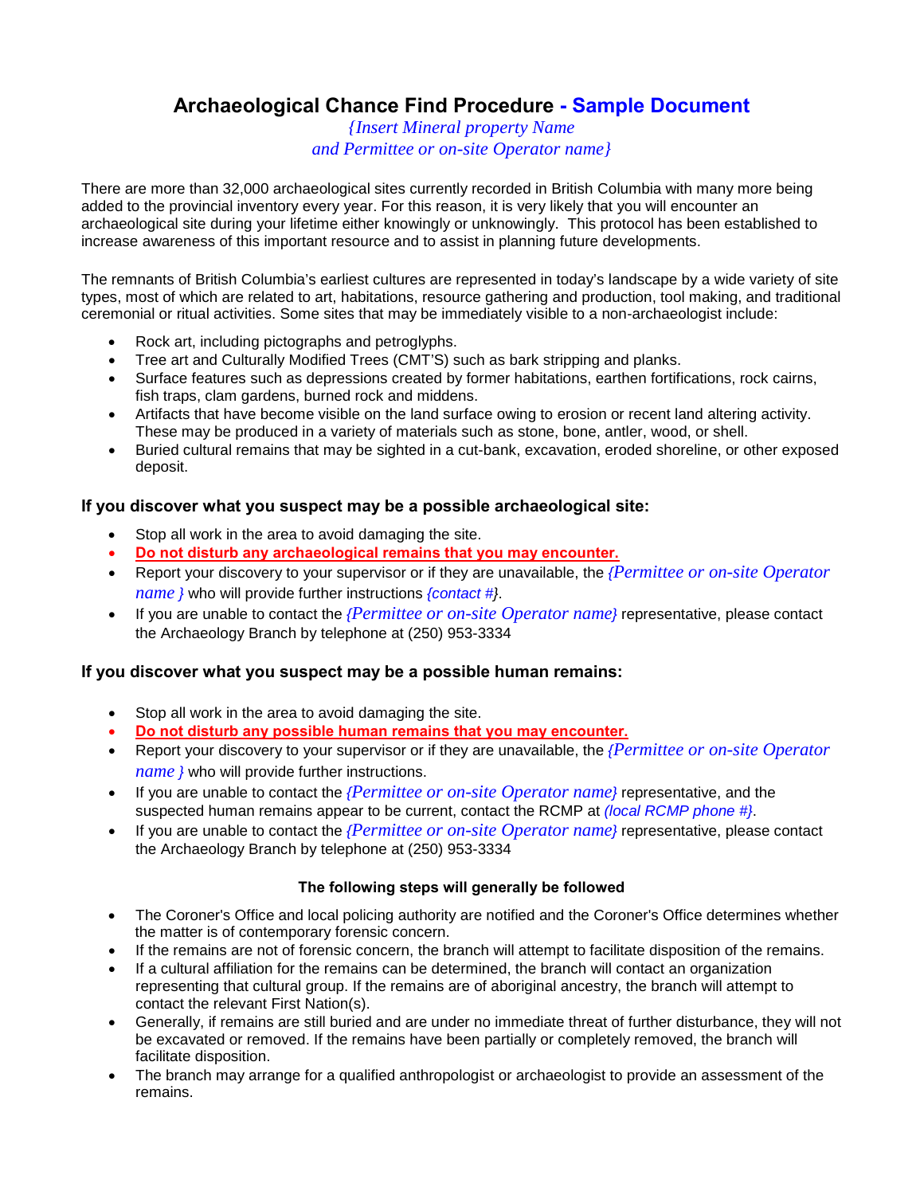# Archaeological Chance Find Procedure - Sample Document

*{Insert Mineral property Name and Permittee or on-site Operator name}*

There are more than 32,000 archaeological sites currently recorded in British Columbia with many more being added to the provincial inventory every year. For this reason, it is very likely that you will encounter an archaeological site during your lifetime either knowingly or unknowingly. This protocol has been established to increase awareness of this important resource and to assist in planning future developments.

The remnants of British Columbia's earliest cultures are represented in today's landscape by a wide variety of site types, most of which are related to art, habitations, resource gathering and production, tool making, and traditional ceremonial or ritual activities. Some sites that may be immediately visible to a non-archaeologist include:

- Rock art, including pictographs and petroglyphs.
- Tree art and Culturally Modified Trees (CMT'S) such as bark stripping and planks.
- Surface features such as depressions created by former habitations, earthen fortifications, rock cairns, fish traps, clam gardens, burned rock and middens.
- Artifacts that have become visible on the land surface owing to erosion or recent land altering activity. These may be produced in a variety of materials such as stone, bone, antler, wood, or shell.
- Buried cultural remains that may be sighted in a cut-bank, excavation, eroded shoreline, or other exposed deposit.

### If you discover what you suspect may be a possible archaeological site:

- Stop all work in the area to avoid damaging the site.
- **Do not disturb any archaeological remains that you may encounter.**
- Report your discovery to your supervisor or if they are unavailable, the *{Permittee or on-site Operator name }* who will provide further instructions *{contact #}*.
- If you are unable to contact the *{Permittee or on-site Operator name}* representative, please contact the Archaeology Branch by telephone at (250) 953-3334

### If you discover what you suspect may be a possible human remains:

- Stop all work in the area to avoid damaging the site.
- **Do not disturb any possible human remains that you may encounter.**
- Report your discovery to your supervisor or if they are unavailable, the *{Permittee or on-site Operator name }* who will provide further instructions.
- If you are unable to contact the *{Permittee or on-site Operator name}* representative, and the suspected human remains appear to be current, contact the RCMP at *(local RCMP phone #}*.
- If you are unable to contact the *{Permittee or on-site Operator name}* representative, please contact the Archaeology Branch by telephone at (250) 953-3334

**The following steps will generally be followed**

- The Coroner's Office and local policing authority are notified and the Coroner's Office determines whether the matter is of contemporary forensic concern.
- If the remains are not of forensic concern, the branch will attempt to facilitate disposition of the remains.
- If a cultural affiliation for the remains can be determined, the branch will contact an organization representing that cultural group. If the remains are of aboriginal ancestry, the branch will attempt to contact the relevant First Nation(s).
- Generally, if remains are still buried and are under no immediate threat of further disturbance, they will not be excavated or removed. If the remains have been partially or completely removed, the branch will facilitate disposition.
- The branch may arrange for a qualified anthropologist or archaeologist to provide an assessment of the remains.